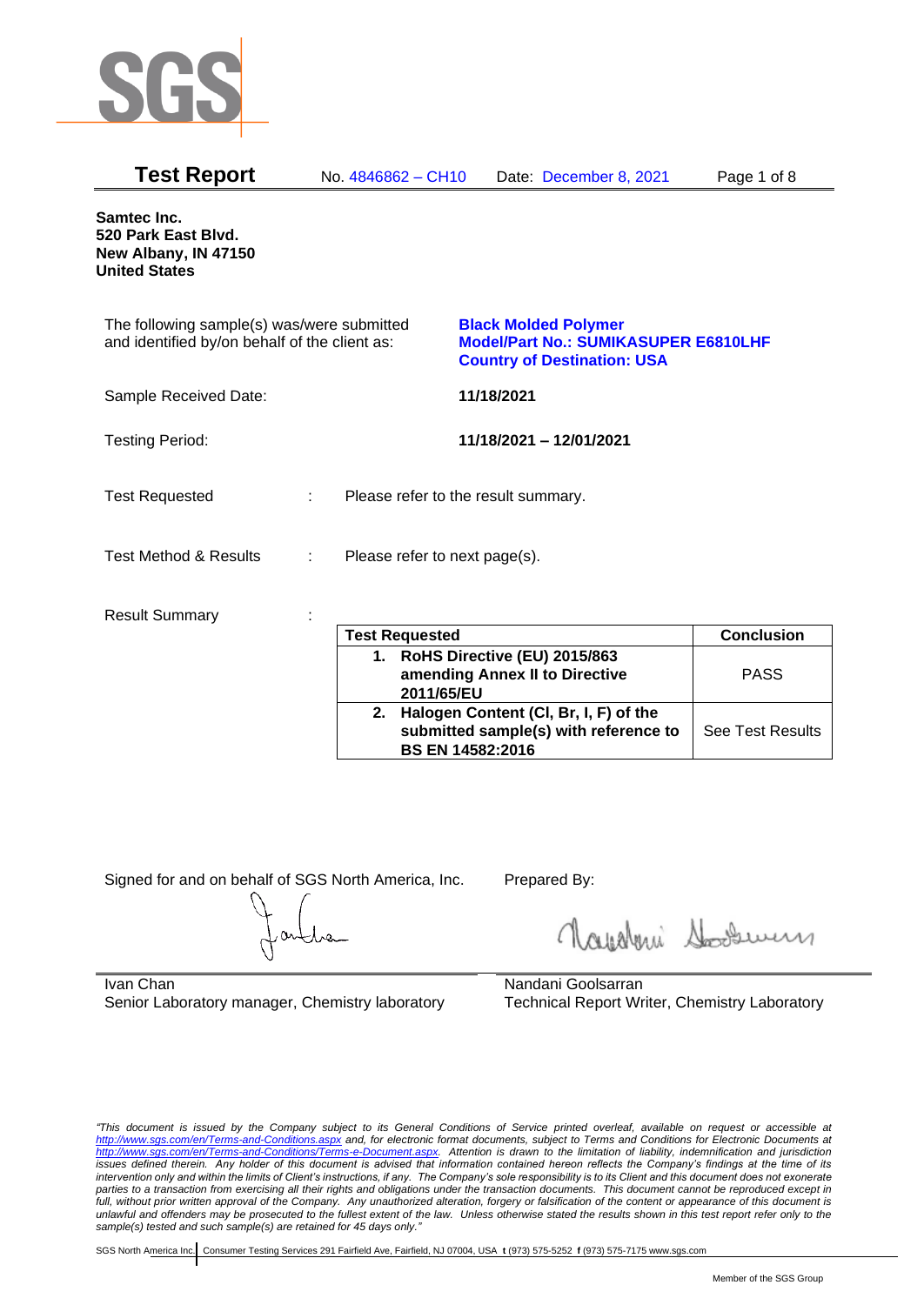SGS

# Test Report

No. 4846862 – CH10 Date: December 8, 2021

**Samtec Inc.**
**520 Park East Blvd.**
**New Albany, IN 47150**
**United States**

The following sample(s) was/were submitted and identified by/on behalf of the client as:

**Black Molded Polymer**
**Model/Part No.: SUMIKASUPER E6810LHF**
**Country of Destination: USA**

Sample Received Date: **11/18/2021**

Testing Period: **11/18/2021 – 12/01/2021**

Test Requested : Please refer to the result summary.

Test Method & Results : Please refer to next page(s).

Result Summary :

| Test Requested | Conclusion |
|---|---|
| **1. RoHS Directive (EU) 2015/863 amending Annex II to Directive 2011/65/EU** | PASS |
| **2. Halogen Content (Cl, Br, I, F) of the submitted sample(s) with reference to BS EN 14582:2016** | See Test Results |

Signed for and on behalf of SGS North America, Inc.

Ivan Chan
Senior Laboratory manager, Chemistry laboratory

Prepared By:

Nandani Goolsarran
Technical Report Writer, Chemistry Laboratory

*"This document is issued by the Company subject to its General Conditions of Service printed overleaf, available on request or accessible at http://www.sgs.com/en/Terms-and-Conditions.aspx and, for electronic format documents, subject to Terms and Conditions for Electronic Documents at http://www.sgs.com/en/Terms-and-Conditions/Terms-e-Document.aspx. Attention is drawn to the limitation of liability, indemnification and jurisdiction issues defined therein. Any holder of this document is advised that information contained hereon reflects the Company's findings at the time of its intervention only and within the limits of Client's instructions, if any. The Company's sole responsibility is to its Client and this document does not exonerate parties to a transaction from exercising all their rights and obligations under the transaction documents. This document cannot be reproduced except in full, without prior written approval of the Company. Any unauthorized alteration, forgery or falsification of the content or appearance of this document is unlawful and offenders may be prosecuted to the fullest extent of the law. Unless otherwise stated the results shown in this test report refer only to the sample(s) tested and such sample(s) are retained for 45 days only."*

SGS North America Inc. | Consumer Testing Services 291 Fairfield Ave, Fairfield, NJ 07004, USA **t** (973) 575-5252 **f** (973) 575-7175 www.sgs.com

Member of the SGS Group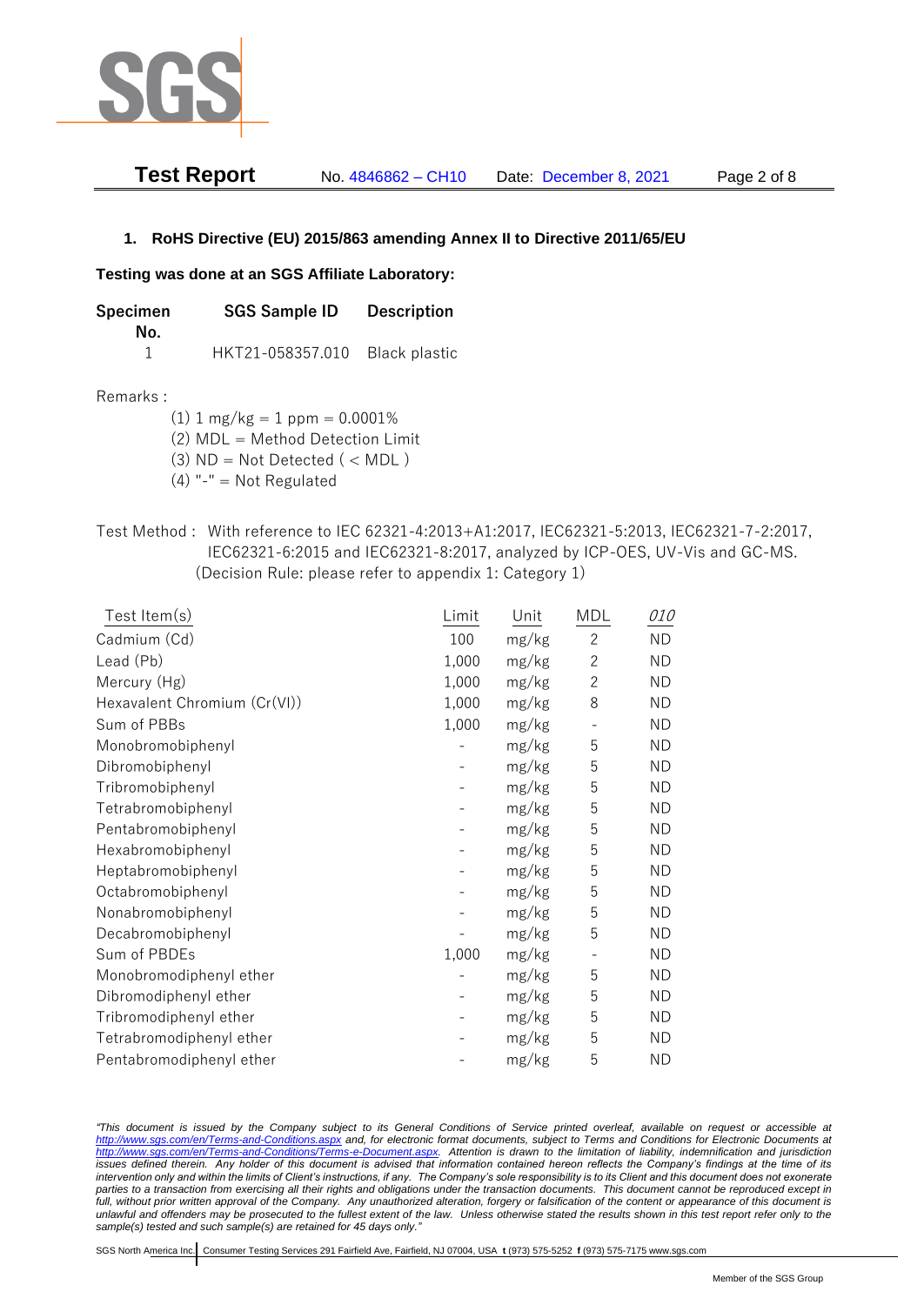## 1. RoHS Directive (EU) 2015/863 amending Annex II to Directive 2011/65/EU

**Testing was done at an SGS Affiliate Laboratory:**

| Specimen No. | SGS Sample ID | Description |
|---|---|---|
| 1 | HKT21-058357.010 | Black plastic |

Remarks :

(1) 1 mg/kg = 1 ppm = 0.0001%
(2) MDL = Method Detection Limit
(3) ND = Not Detected ( < MDL )
(4) "-" = Not Regulated

Test Method : With reference to IEC 62321-4:2013+A1:2017, IEC62321-5:2013, IEC62321-7-2:2017, IEC62321-6:2015 and IEC62321-8:2017, analyzed by ICP-OES, UV-Vis and GC-MS. (Decision Rule: please refer to appendix 1: Category 1)

| Test Item(s) | Limit | Unit | MDL | *010* |
|---|---|---|---|---|
| Cadmium (Cd) | 100 | mg/kg | 2 | ND |
| Lead (Pb) | 1,000 | mg/kg | 2 | ND |
| Mercury (Hg) | 1,000 | mg/kg | 2 | ND |
| Hexavalent Chromium (Cr(VI)) | 1,000 | mg/kg | 8 | ND |
| Sum of PBBs | 1,000 | mg/kg | - | ND |
| Monobromobiphenyl | - | mg/kg | 5 | ND |
| Dibromobiphenyl | - | mg/kg | 5 | ND |
| Tribromobiphenyl | - | mg/kg | 5 | ND |
| Tetrabromobiphenyl | - | mg/kg | 5 | ND |
| Pentabromobiphenyl | - | mg/kg | 5 | ND |
| Hexabromobiphenyl | - | mg/kg | 5 | ND |
| Heptabromobiphenyl | - | mg/kg | 5 | ND |
| Octabromobiphenyl | - | mg/kg | 5 | ND |
| Nonabromobiphenyl | - | mg/kg | 5 | ND |
| Decabromobiphenyl | - | mg/kg | 5 | ND |
| Sum of PBDEs | 1,000 | mg/kg | - | ND |
| Monobromodiphenyl ether | - | mg/kg | 5 | ND |
| Dibromodiphenyl ether | - | mg/kg | 5 | ND |
| Tribromodiphenyl ether | - | mg/kg | 5 | ND |
| Tetrabromodiphenyl ether | - | mg/kg | 5 | ND |
| Pentabromodiphenyl ether | - | mg/kg | 5 | ND |

*"This document is issued by the Company subject to its General Conditions of Service printed overleaf, available on request or accessible at http://www.sgs.com/en/Terms-and-Conditions.aspx and, for electronic format documents, subject to Terms and Conditions for Electronic Documents at http://www.sgs.com/en/Terms-and-Conditions/Terms-e-Document.aspx. Attention is drawn to the limitation of liability, indemnification and jurisdiction issues defined therein. Any holder of this document is advised that information contained hereon reflects the Company's findings at the time of its intervention only and within the limits of Client's instructions, if any. The Company's sole responsibility is to its Client and this document does not exonerate parties to a transaction from exercising all their rights and obligations under the transaction documents. This document cannot be reproduced except in full, without prior written approval of the Company. Any unauthorized alteration, forgery or falsification of the content or appearance of this document is unlawful and offenders may be prosecuted to the fullest extent of the law. Unless otherwise stated the results shown in this test report refer only to the sample(s) tested and such sample(s) are retained for 45 days only."*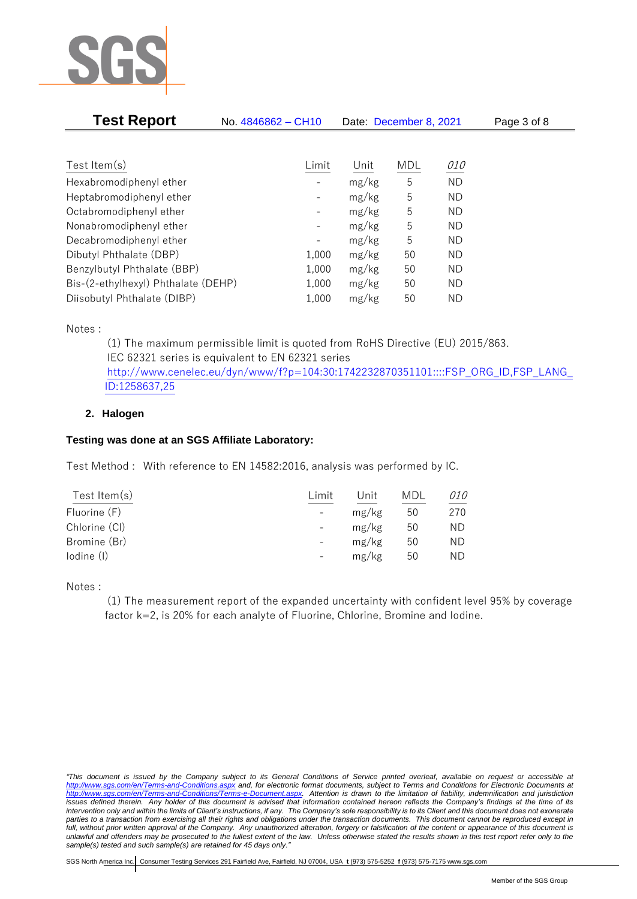| Test Item(s) | Limit | Unit | MDL | *010* |
|---|---|---|---|---|
| Hexabromodiphenyl ether | - | mg/kg | 5 | ND |
| Heptabromodiphenyl ether | - | mg/kg | 5 | ND |
| Octabromodiphenyl ether | - | mg/kg | 5 | ND |
| Nonabromodiphenyl ether | - | mg/kg | 5 | ND |
| Decabromodiphenyl ether | - | mg/kg | 5 | ND |
| Dibutyl Phthalate (DBP) | 1,000 | mg/kg | 50 | ND |
| Benzylbutyl Phthalate (BBP) | 1,000 | mg/kg | 50 | ND |
| Bis-(2-ethylhexyl) Phthalate (DEHP) | 1,000 | mg/kg | 50 | ND |
| Diisobutyl Phthalate (DIBP) | 1,000 | mg/kg | 50 | ND |

Notes :

(1) The maximum permissible limit is quoted from RoHS Directive (EU) 2015/863.
IEC 62321 series is equivalent to EN 62321 series
http://www.cenelec.eu/dyn/www/f?p=104:30:1742232870351101::::FSP_ORG_ID,FSP_LANG_ID:1258637,25

## 2. Halogen

**Testing was done at an SGS Affiliate Laboratory:**

Test Method : With reference to EN 14582:2016, analysis was performed by IC.

| Test Item(s) | Limit | Unit | MDL | *010* |
|---|---|---|---|---|
| Fluorine (F) | - | mg/kg | 50 | 270 |
| Chlorine (Cl) | - | mg/kg | 50 | ND |
| Bromine (Br) | - | mg/kg | 50 | ND |
| Iodine (I) | - | mg/kg | 50 | ND |

Notes :

(1) The measurement report of the expanded uncertainty with confident level 95% by coverage factor k=2, is 20% for each analyte of Fluorine, Chlorine, Bromine and Iodine.

*"This document is issued by the Company subject to its General Conditions of Service printed overleaf, available on request or accessible at http://www.sgs.com/en/Terms-and-Conditions.aspx and, for electronic format documents, subject to Terms and Conditions for Electronic Documents at http://www.sgs.com/en/Terms-and-Conditions/Terms-e-Document.aspx. Attention is drawn to the limitation of liability, indemnification and jurisdiction issues defined therein. Any holder of this document is advised that information contained hereon reflects the Company's findings at the time of its intervention only and within the limits of Client's instructions, if any. The Company's sole responsibility is to its Client and this document does not exonerate parties to a transaction from exercising all their rights and obligations under the transaction documents. This document cannot be reproduced except in full, without prior written approval of the Company. Any unauthorized alteration, forgery or falsification of the content or appearance of this document is unlawful and offenders may be prosecuted to the fullest extent of the law. Unless otherwise stated the results shown in this test report refer only to the sample(s) tested and such sample(s) are retained for 45 days only."*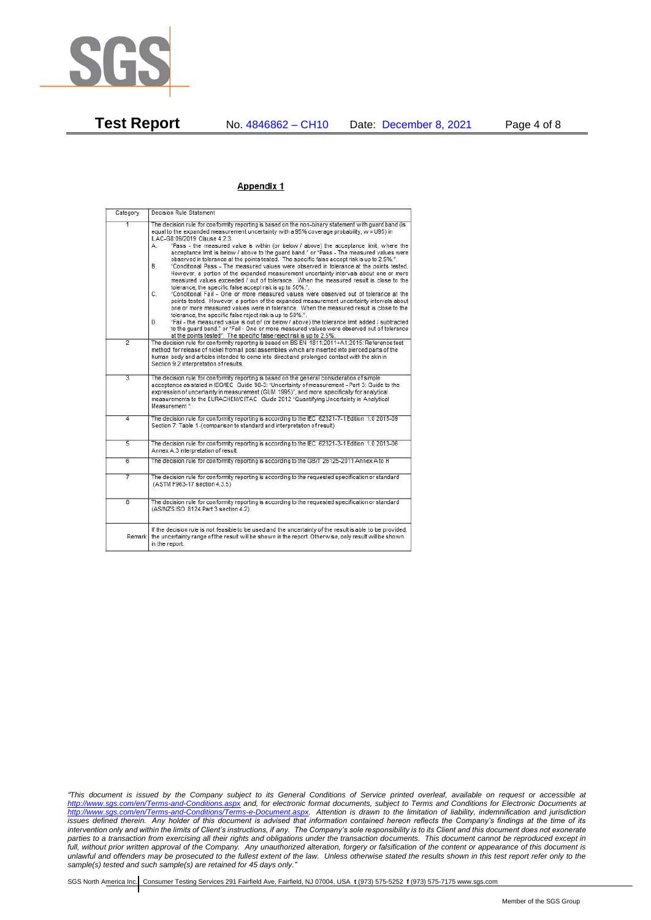## Appendix 1

| Category | Decision Rule Statement |
|---|---|
| 1 | The decision rule for conformity reporting is based on the non-binary statement with guard band (is equal to the expanded measurement uncertainty with a 95% coverage probability, w = U95) in ILAC-G8:09/2019 Clause 4.2.3.<br>A. "Pass - the measured value is within (or below / above) the acceptance limit, where the acceptance limit is below / above to the guard band." or "Pass - The measured values were observed in tolerance at the points tested. The specific false accept risk is up to 2.5%.".<br>B. "Conditional Pass - The measured values were observed in tolerance at the points tested. However, a portion of the expanded measurement uncertainty intervals about one or more measured values exceeded / out of tolerance. When the measured result is close to the tolerance, the specific false accept risk is up to 50%.".<br>C. "Conditional Fail - One or more measured values were observed out of tolerance at the points tested. However, a portion of the expanded measurement uncertainty intervals about one or more measured values were in tolerance. When the measured result is close to the tolerance, the specific false reject risk is up to 50%.".<br>D. "Fail - the measured value is out of (or below / above) the tolerance limit added / subtracted to the guard band." or "Fail - One or more measured values were observed out of tolerance at the points tested". The specific false reject risk is up to 2.5%. |
| 2 | The decision rule for conformity reporting is based on BS EN 1811:2011+A1:2015: Reference test method for release of nickel from all post assembles which are inserted into pierced parts of the human body and articles intended to come into direct and prolonged contact with the skin in Section 9.2 interpretation of results. |
| 3 | The decision rule for conformity reporting is based on the general consideration of simple acceptance as stated in ISO/IEC Guide 98-3: "Uncertainty of measurement - Part 3: Guide to the expression of uncertainty in measurement (GUM 1995)", and more specifically for analytical measurements to the EURACHEM/CITAC Guide 2012 "Quantifying Uncertainty in Analytical Measurement". |
| 4 | The decision rule for conformity reporting is according to the IEC 62321-7-1 Edition 1.0 2015-09 Section 7: Table 1-(comparison to standard and interpretation of result) |
| 5 | The decision rule for conformity reporting is according to the IEC 62321-3-1 Edition 1.0 2013-06 Annex A.3 interpretation of result. |
| 6 | The decision rule for conformity reporting is according to the GB/T 26125-2011 Annex A to H |
| 7 | The decision rule for conformity reporting is according to the requested specification or standard (ASTM F963-17 section 4.3.5) |
| 8 | The decision rule for conformity reporting is according to the requested specification or standard (AS/NZS ISO 8124 Part 3 section 4.2) |
| Remark | If the decision rule is not feasible to be used and the uncertainty of the result is able to be provided, the uncertainty range of the result will be shown in the report. Otherwise, only result will be shown in the report. |

*"This document is issued by the Company subject to its General Conditions of Service printed overleaf, available on request or accessible at http://www.sgs.com/en/Terms-and-Conditions.aspx and, for electronic format documents, subject to Terms and Conditions for Electronic Documents at http://www.sgs.com/en/Terms-and-Conditions/Terms-e-Document.aspx. Attention is drawn to the limitation of liability, indemnification and jurisdiction issues defined therein. Any holder of this document is advised that information contained hereon reflects the Company's findings at the time of its intervention only and within the limits of Client's instructions, if any. The Company's sole responsibility is to its Client and this document does not exonerate parties to a transaction from exercising all their rights and obligations under the transaction documents. This document cannot be reproduced except in full, without prior written approval of the Company. Any unauthorized alteration, forgery or falsification of the content or appearance of this document is unlawful and offenders may be prosecuted to the fullest extent of the law. Unless otherwise stated the results shown in this test report refer only to the sample(s) tested and such sample(s) are retained for 45 days only."*

SGS North America Inc. | Consumer Testing Services 291 Fairfield Ave, Fairfield, NJ 07004, USA **t** (973) 575-5252 **f** (973) 575-7175 www.sgs.com

Member of the SGS Group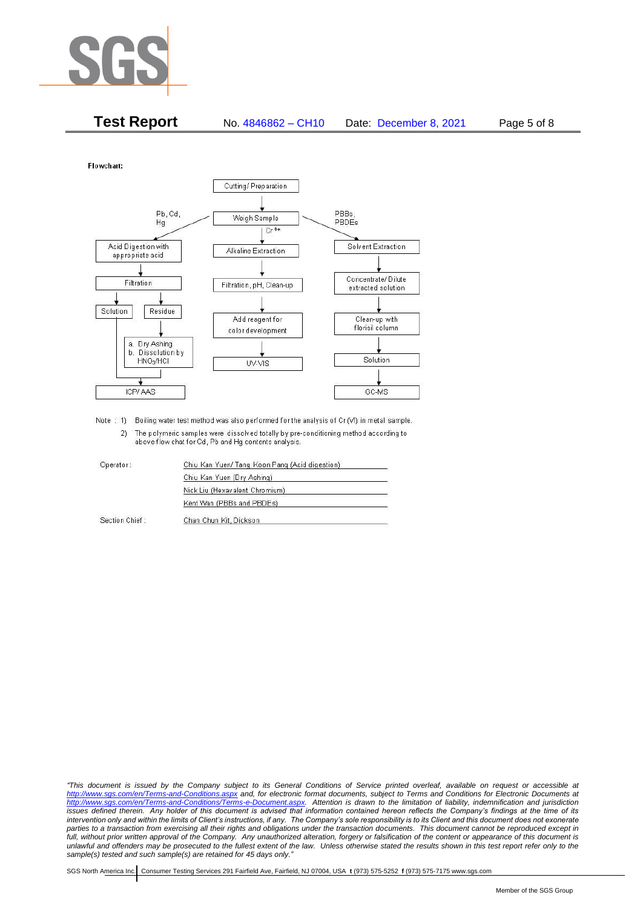**Flowchart:**

```
                              Cutting/ Preparation
                                      |
            Pb, Cd, Hg  <------  Weigh Sample  ------>  PBBs, PBDEs
                |                     | Cr 6+                 |
 Acid Digestion with            Alkaline Extraction     Solvent Extraction
 appropriate acid                     |                       |
        |                   Filtration, pH, Clean-up    Concentrate/ Dilute
    Filtration                        |                 extracted solution
     |       |              Add reagent for                   |
 Solution  Residue          color development           Clean-up with
     |       |                        |                 florisil column
     |   a. Dry Ashing              UV-VIS                    |
     |   b. Dissolution by                                 Solution
     |      HNO3/HCl                                          |
     |       |                                              GC-MS
      ICP/ AAS
```

Note : 1) Boiling water test method was also performed for the analysis of Cr (VI) in metal sample.

2) The polymeric samples were dissolved totally by pre-conditioning method according to above flow chat for Cd, Pb and Hg contents analysis.

| | |
|---|---|
| Operator: | Chiu Kan Yuen/ Tang Koon Pang (Acid digestion) |
| | Chiu Kan Yuen (Dry Ashing) |
| | Nick Liu (Hexavalent Chromium) |
| | Kent Wan (PBBs and PBDEs) |
| Section Chief : | Chan Chun Kit, Dickson |

*"This document is issued by the Company subject to its General Conditions of Service printed overleaf, available on request or accessible at http://www.sgs.com/en/Terms-and-Conditions.aspx and, for electronic format documents, subject to Terms and Conditions for Electronic Documents at http://www.sgs.com/en/Terms-and-Conditions/Terms-e-Document.aspx. Attention is drawn to the limitation of liability, indemnification and jurisdiction issues defined therein. Any holder of this document is advised that information contained hereon reflects the Company's findings at the time of its intervention only and within the limits of Client's instructions, if any. The Company's sole responsibility is to its Client and this document does not exonerate parties to a transaction from exercising all their rights and obligations under the transaction documents. This document cannot be reproduced except in full, without prior written approval of the Company. Any unauthorized alteration, forgery or falsification of the content or appearance of this document is unlawful and offenders may be prosecuted to the fullest extent of the law. Unless otherwise stated the results shown in this test report refer only to the sample(s) tested and such sample(s) are retained for 45 days only."*

SGS North America Inc. | Consumer Testing Services 291 Fairfield Ave, Fairfield, NJ 07004, USA **t** (973) 575-5252 **f** (973) 575-7175 www.sgs.com

Member of the SGS Group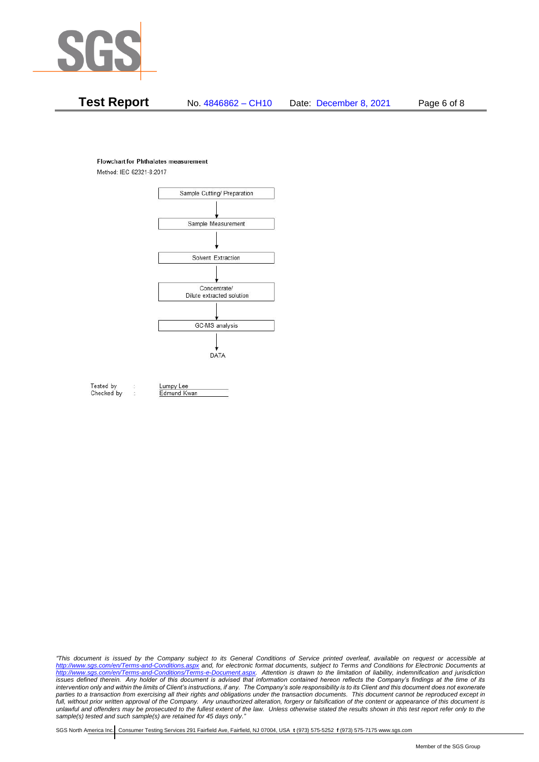**Flowchart for Phthalates measurement**

Method: IEC 62321-8:2017

Sample Cutting/ Preparation

↓

Sample Measurement

↓

Solvent Extraction

↓

Concentrate/
Dilute extracted solution

↓

GC-MS analysis

↓

DATA

| | | |
|---|---|---|
| Tested by | : | Lumpy Lee |
| Checked by | : | Edmund Kwan |

*"This document is issued by the Company subject to its General Conditions of Service printed overleaf, available on request or accessible at http://www.sgs.com/en/Terms-and-Conditions.aspx and, for electronic format documents, subject to Terms and Conditions for Electronic Documents at http://www.sgs.com/en/Terms-and-Conditions/Terms-e-Document.aspx. Attention is drawn to the limitation of liability, indemnification and jurisdiction issues defined therein. Any holder of this document is advised that information contained hereon reflects the Company's findings at the time of its intervention only and within the limits of Client's instructions, if any. The Company's sole responsibility is to its Client and this document does not exonerate parties to a transaction from exercising all their rights and obligations under the transaction documents. This document cannot be reproduced except in full, without prior written approval of the Company. Any unauthorized alteration, forgery or falsification of the content or appearance of this document is unlawful and offenders may be prosecuted to the fullest extent of the law. Unless otherwise stated the results shown in this test report refer only to the sample(s) tested and such sample(s) are retained for 45 days only."*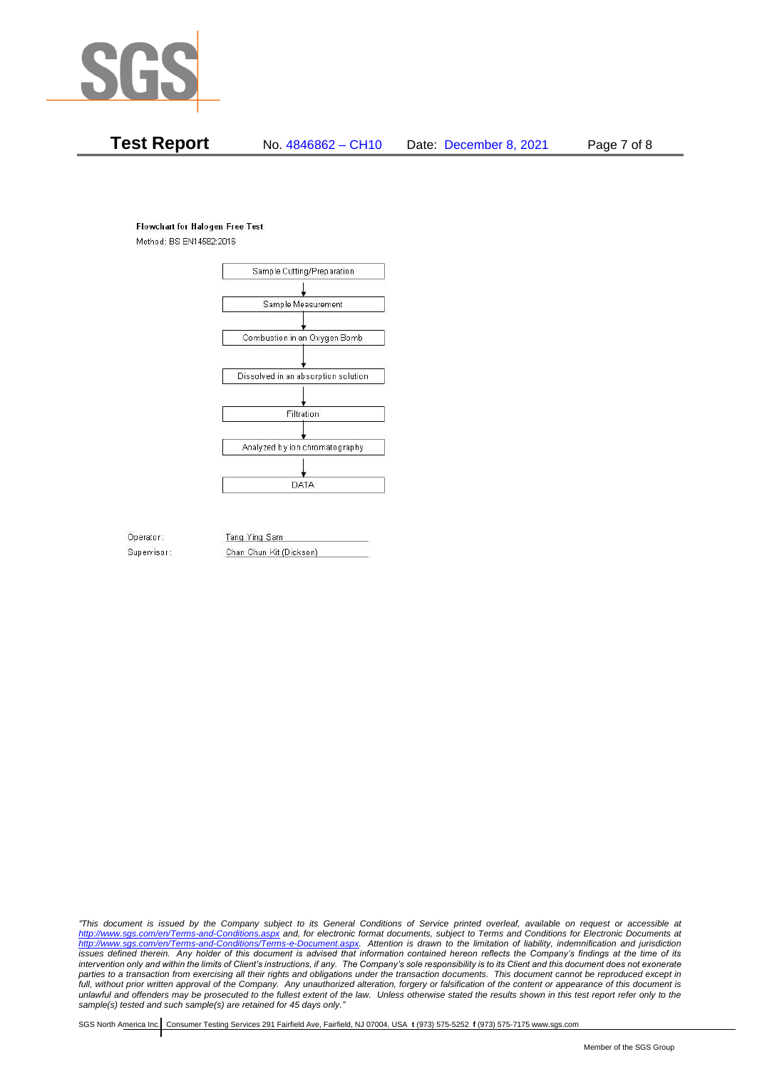**Flowchart for Halogen Free Test**

Method: BS EN14582:2016

Sample Cutting/Preparation
↓
Sample Measurement
↓
Combustion in an Oxygen Bomb
↓
Dissolved in an absorption solution
↓
Filtration
↓
Analyzed by ion chromatography
↓
DATA

Operator: Tang Ying Sam

Supervisor: Chan Chun Kit (Dickson)

*"This document is issued by the Company subject to its General Conditions of Service printed overleaf, available on request or accessible at http://www.sgs.com/en/Terms-and-Conditions.aspx and, for electronic format documents, subject to Terms and Conditions for Electronic Documents at http://www.sgs.com/en/Terms-and-Conditions/Terms-e-Document.aspx. Attention is drawn to the limitation of liability, indemnification and jurisdiction issues defined therein. Any holder of this document is advised that information contained hereon reflects the Company's findings at the time of its intervention only and within the limits of Client's instructions, if any. The Company's sole responsibility is to its Client and this document does not exonerate parties to a transaction from exercising all their rights and obligations under the transaction documents. This document cannot be reproduced except in full, without prior written approval of the Company. Any unauthorized alteration, forgery or falsification of the content or appearance of this document is unlawful and offenders may be prosecuted to the fullest extent of the law. Unless otherwise stated the results shown in this test report refer only to the sample(s) tested and such sample(s) are retained for 45 days only."*

SGS North America Inc. | Consumer Testing Services 291 Fairfield Ave, Fairfield, NJ 07004, USA **t** (973) 575-5252 **f** (973) 575-7175 www.sgs.com

Member of the SGS Group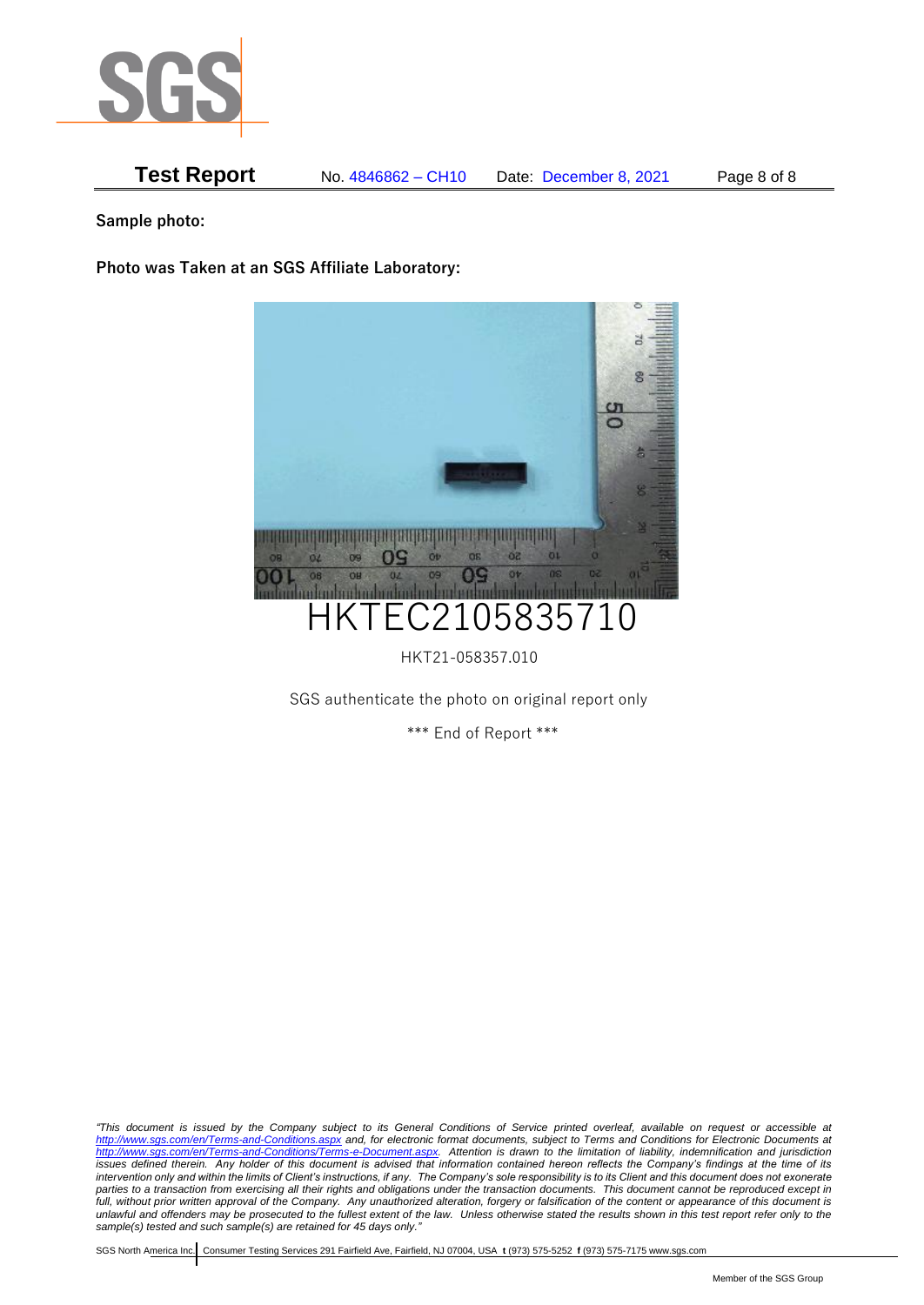**Sample photo:**

**Photo was Taken at an SGS Affiliate Laboratory:**

HKTEC2105835710

HKT21-058357.010

SGS authenticate the photo on original report only

\*\*\* End of Report \*\*\*

*"This document is issued by the Company subject to its General Conditions of Service printed overleaf, available on request or accessible at http://www.sgs.com/en/Terms-and-Conditions.aspx and, for electronic format documents, subject to Terms and Conditions for Electronic Documents at http://www.sgs.com/en/Terms-and-Conditions/Terms-e-Document.aspx. Attention is drawn to the limitation of liability, indemnification and jurisdiction issues defined therein. Any holder of this document is advised that information contained hereon reflects the Company's findings at the time of its intervention only and within the limits of Client's instructions, if any. The Company's sole responsibility is to its Client and this document does not exonerate parties to a transaction from exercising all their rights and obligations under the transaction documents. This document cannot be reproduced except in full, without prior written approval of the Company. Any unauthorized alteration, forgery or falsification of the content or appearance of this document is unlawful and offenders may be prosecuted to the fullest extent of the law. Unless otherwise stated the results shown in this test report refer only to the sample(s) tested and such sample(s) are retained for 45 days only."*

SGS North America Inc. | Consumer Testing Services 291 Fairfield Ave, Fairfield, NJ 07004, USA **t** (973) 575-5252 **f** (973) 575-7175 www.sgs.com

Member of the SGS Group